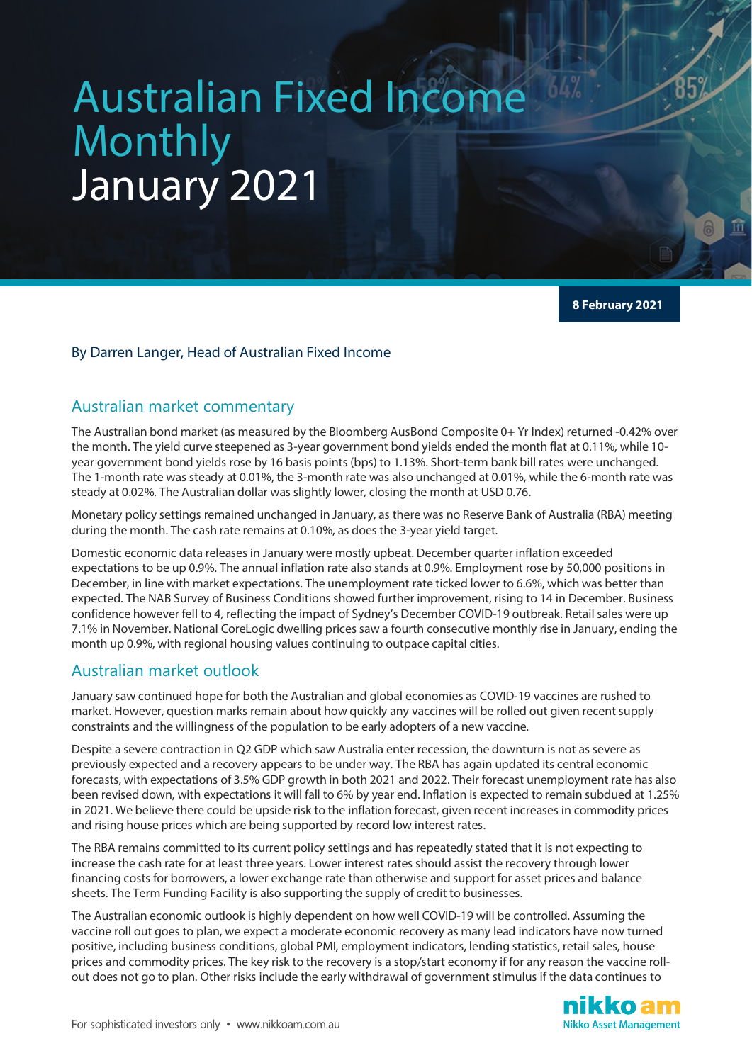# Australian Fixed Income Monthly January 2021

**8 February 2021**

By Darren Langer, Head of Australian Fixed Income

## Australian market commentary

The Australian bond market (as measured by the Bloomberg AusBond Composite 0+ Yr Index) returned -0.42% over the month. The yield curve steepened as 3-year government bond yields ended the month flat at 0.11%, while 10-year government bond yields rose by 16 basis points (bps) to 1.13%. Short-term bank bill rates were unchanged. The 1-month rate was steady at 0.01%, the 3-month rate was also unchanged at 0.01%, while the 6-month rate was steady at 0.02%. The Australian dollar was slightly lower, closing the month at USD 0.76.

Monetary policy settings remained unchanged in January, as there was no Reserve Bank of Australia (RBA) meeting during the month. The cash rate remains at 0.10%, as does the 3-year yield target.

Domestic economic data releases in January were mostly upbeat. December quarter inflation exceeded expectations to be up 0.9%. The annual inflation rate also stands at 0.9%. Employment rose by 50,000 positions in December, in line with market expectations. The unemployment rate ticked lower to 6.6%, which was better than expected. The NAB Survey of Business Conditions showed further improvement, rising to 14 in December. Business confidence however fell to 4, reflecting the impact of Sydney's December COVID-19 outbreak. Retail sales were up 7.1% in November. National CoreLogic dwelling prices saw a fourth consecutive monthly rise in January, ending the month up 0.9%, with regional housing values continuing to outpace capital cities.

## Australian market outlook

January saw continued hope for both the Australian and global economies as COVID-19 vaccines are rushed to market. However, question marks remain about how quickly any vaccines will be rolled out given recent supply constraints and the willingness of the population to be early adopters of a new vaccine.

Despite a severe contraction in Q2 GDP which saw Australia enter recession, the downturn is not as severe as previously expected and a recovery appears to be under way. The RBA has again updated its central economic forecasts, with expectations of 3.5% GDP growth in both 2021 and 2022. Their forecast unemployment rate has also been revised down, with expectations it will fall to 6% by year end. Inflation is expected to remain subdued at 1.25% in 2021. We believe there could be upside risk to the inflation forecast, given recent increases in commodity prices and rising house prices which are being supported by record low interest rates.

The RBA remains committed to its current policy settings and has repeatedly stated that it is not expecting to increase the cash rate for at least three years. Lower interest rates should assist the recovery through lower financing costs for borrowers, a lower exchange rate than otherwise and support for asset prices and balance sheets. The Term Funding Facility is also supporting the supply of credit to businesses.

The Australian economic outlook is highly dependent on how well COVID-19 will be controlled. Assuming the vaccine roll out goes to plan, we expect a moderate economic recovery as many lead indicators have now turned positive, including business conditions, global PMI, employment indicators, lending statistics, retail sales, house prices and commodity prices. The key risk to the recovery is a stop/start economy if for any reason the vaccine roll-out does not go to plan. Other risks include the early withdrawal of government stimulus if the data continues to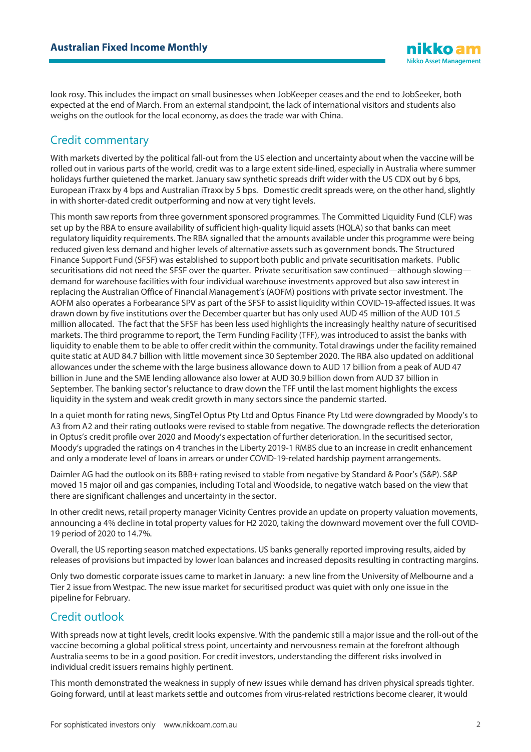look rosy. This includes the impact on small businesses when JobKeeper ceases and the end to JobSeeker, both expected at the end of March. From an external standpoint, the lack of international visitors and students also weighs on the outlook for the local economy, as does the trade war with China.

## Credit commentary

With markets diverted by the political fall-out from the US election and uncertainty about when the vaccine will be rolled out in various parts of the world, credit was to a large extent side-lined, especially in Australia where summer holidays further quietened the market. January saw synthetic spreads drift wider with the US CDX out by 6 bps, European iTraxx by 4 bps and Australian iTraxx by 5 bps. Domestic credit spreads were, on the other hand, slightly in with shorter-dated credit outperforming and now at very tight levels.

This month saw reports from three government sponsored programmes. The Committed Liquidity Fund (CLF) was set up by the RBA to ensure availability of sufficient high-quality liquid assets (HQLA) so that banks can meet regulatory liquidity requirements. The RBA signalled that the amounts available under this programme were being reduced given less demand and higher levels of alternative assets such as government bonds. The Structured Finance Support Fund (SFSF) was established to support both public and private securitisation markets. Public securitisations did not need the SFSF over the quarter. Private securitisation saw continued—although slowing—demand for warehouse facilities with four individual warehouse investments approved but also saw interest in replacing the Australian Office of Financial Management's (AOFM) positions with private sector investment. The AOFM also operates a Forbearance SPV as part of the SFSF to assist liquidity within COVID-19-affected issues. It was drawn down by five institutions over the December quarter but has only used AUD 45 million of the AUD 101.5 million allocated. The fact that the SFSF has been less used highlights the increasingly healthy nature of securitised markets. The third programme to report, the Term Funding Facility (TFF), was introduced to assist the banks with liquidity to enable them to be able to offer credit within the community. Total drawings under the facility remained quite static at AUD 84.7 billion with little movement since 30 September 2020. The RBA also updated on additional allowances under the scheme with the large business allowance down to AUD 17 billion from a peak of AUD 47 billion in June and the SME lending allowance also lower at AUD 30.9 billion down from AUD 37 billion in September. The banking sector's reluctance to draw down the TFF until the last moment highlights the excess liquidity in the system and weak credit growth in many sectors since the pandemic started.

In a quiet month for rating news, SingTel Optus Pty Ltd and Optus Finance Pty Ltd were downgraded by Moody's to A3 from A2 and their rating outlooks were revised to stable from negative. The downgrade reflects the deterioration in Optus's credit profile over 2020 and Moody's expectation of further deterioration. In the securitised sector, Moody's upgraded the ratings on 4 tranches in the Liberty 2019-1 RMBS due to an increase in credit enhancement and only a moderate level of loans in arrears or under COVID-19-related hardship payment arrangements.

Daimler AG had the outlook on its BBB+ rating revised to stable from negative by Standard & Poor's (S&P). S&P moved 15 major oil and gas companies, including Total and Woodside, to negative watch based on the view that there are significant challenges and uncertainty in the sector.

In other credit news, retail property manager Vicinity Centres provide an update on property valuation movements, announcing a 4% decline in total property values for H2 2020, taking the downward movement over the full COVID-19 period of 2020 to 14.7%.

Overall, the US reporting season matched expectations. US banks generally reported improving results, aided by releases of provisions but impacted by lower loan balances and increased deposits resulting in contracting margins.

Only two domestic corporate issues came to market in January: a new line from the University of Melbourne and a Tier 2 issue from Westpac. The new issue market for securitised product was quiet with only one issue in the pipeline for February.

## Credit outlook

With spreads now at tight levels, credit looks expensive. With the pandemic still a major issue and the roll-out of the vaccine becoming a global political stress point, uncertainty and nervousness remain at the forefront although Australia seems to be in a good position. For credit investors, understanding the different risks involved in individual credit issuers remains highly pertinent.

This month demonstrated the weakness in supply of new issues while demand has driven physical spreads tighter. Going forward, until at least markets settle and outcomes from virus-related restrictions become clearer, it would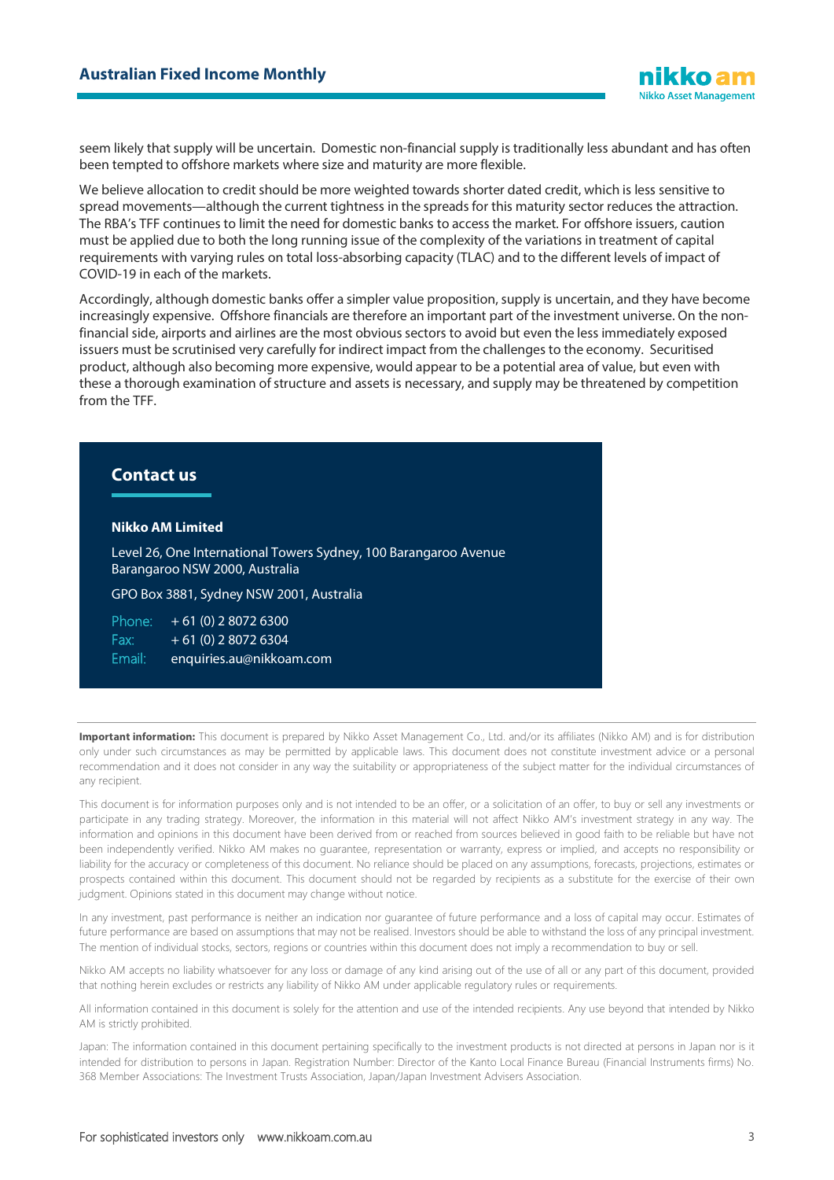seem likely that supply will be uncertain.  Domestic non-financial supply is traditionally less abundant and has often been tempted to offshore markets where size and maturity are more flexible.

We believe allocation to credit should be more weighted towards shorter dated credit, which is less sensitive to spread movements—although the current tightness in the spreads for this maturity sector reduces the attraction. The RBA's TFF continues to limit the need for domestic banks to access the market. For offshore issuers, caution must be applied due to both the long running issue of the complexity of the variations in treatment of capital requirements with varying rules on total loss-absorbing capacity (TLAC) and to the different levels of impact of COVID-19 in each of the markets.

Accordingly, although domestic banks offer a simpler value proposition, supply is uncertain, and they have become increasingly expensive.  Offshore financials are therefore an important part of the investment universe. On the non-financial side, airports and airlines are the most obvious sectors to avoid but even the less immediately exposed issuers must be scrutinised very carefully for indirect impact from the challenges to the economy.  Securitised product, although also becoming more expensive, would appear to be a potential area of value, but even with these a thorough examination of structure and assets is necessary, and supply may be threatened by competition from the TFF.

## Contact us

**Nikko AM Limited**

Level 26, One International Towers Sydney, 100 Barangaroo Avenue
Barangaroo NSW 2000, Australia

GPO Box 3881, Sydney NSW 2001, Australia

Phone: + 61 (0) 2 8072 6300
Fax: + 61 (0) 2 8072 6304
Email: enquiries.au@nikkoam.com

**Important information:** This document is prepared by Nikko Asset Management Co., Ltd. and/or its affiliates (Nikko AM) and is for distribution only under such circumstances as may be permitted by applicable laws. This document does not constitute investment advice or a personal recommendation and it does not consider in any way the suitability or appropriateness of the subject matter for the individual circumstances of any recipient.

This document is for information purposes only and is not intended to be an offer, or a solicitation of an offer, to buy or sell any investments or participate in any trading strategy. Moreover, the information in this material will not affect Nikko AM's investment strategy in any way. The information and opinions in this document have been derived from or reached from sources believed in good faith to be reliable but have not been independently verified. Nikko AM makes no guarantee, representation or warranty, express or implied, and accepts no responsibility or liability for the accuracy or completeness of this document. No reliance should be placed on any assumptions, forecasts, projections, estimates or prospects contained within this document. This document should not be regarded by recipients as a substitute for the exercise of their own judgment. Opinions stated in this document may change without notice.

In any investment, past performance is neither an indication nor guarantee of future performance and a loss of capital may occur. Estimates of future performance are based on assumptions that may not be realised. Investors should be able to withstand the loss of any principal investment. The mention of individual stocks, sectors, regions or countries within this document does not imply a recommendation to buy or sell.

Nikko AM accepts no liability whatsoever for any loss or damage of any kind arising out of the use of all or any part of this document, provided that nothing herein excludes or restricts any liability of Nikko AM under applicable regulatory rules or requirements.

All information contained in this document is solely for the attention and use of the intended recipients. Any use beyond that intended by Nikko AM is strictly prohibited.

Japan: The information contained in this document pertaining specifically to the investment products is not directed at persons in Japan nor is it intended for distribution to persons in Japan. Registration Number: Director of the Kanto Local Finance Bureau (Financial Instruments firms) No. 368 Member Associations: The Investment Trusts Association, Japan/Japan Investment Advisers Association.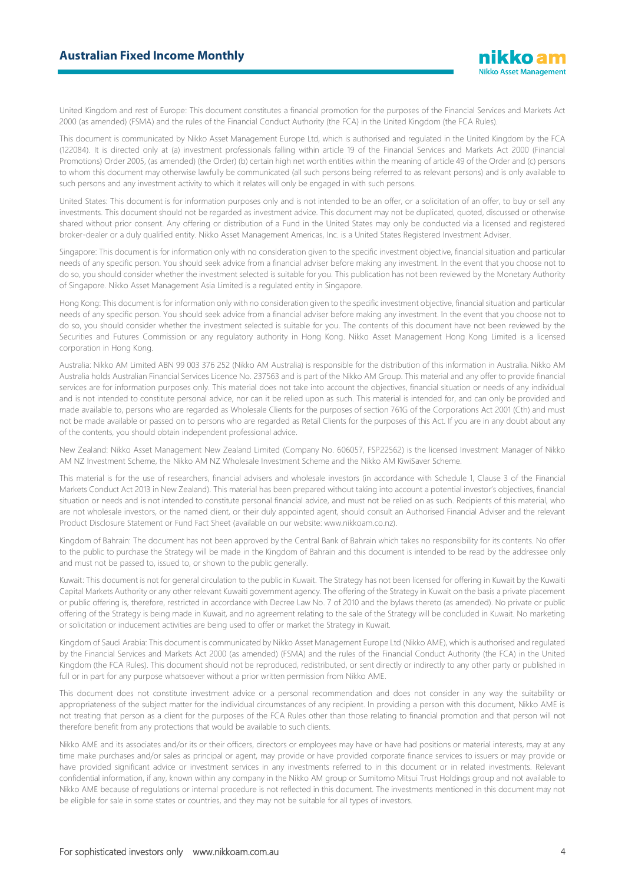United Kingdom and rest of Europe: This document constitutes a financial promotion for the purposes of the Financial Services and Markets Act 2000 (as amended) (FSMA) and the rules of the Financial Conduct Authority (the FCA) in the United Kingdom (the FCA Rules).

This document is communicated by Nikko Asset Management Europe Ltd, which is authorised and regulated in the United Kingdom by the FCA (122084). It is directed only at (a) investment professionals falling within article 19 of the Financial Services and Markets Act 2000 (Financial Promotions) Order 2005, (as amended) (the Order) (b) certain high net worth entities within the meaning of article 49 of the Order and (c) persons to whom this document may otherwise lawfully be communicated (all such persons being referred to as relevant persons) and is only available to such persons and any investment activity to which it relates will only be engaged in with such persons.

United States: This document is for information purposes only and is not intended to be an offer, or a solicitation of an offer, to buy or sell any investments. This document should not be regarded as investment advice. This document may not be duplicated, quoted, discussed or otherwise shared without prior consent. Any offering or distribution of a Fund in the United States may only be conducted via a licensed and registered broker-dealer or a duly qualified entity. Nikko Asset Management Americas, Inc. is a United States Registered Investment Adviser.

Singapore: This document is for information only with no consideration given to the specific investment objective, financial situation and particular needs of any specific person. You should seek advice from a financial adviser before making any investment. In the event that you choose not to do so, you should consider whether the investment selected is suitable for you. This publication has not been reviewed by the Monetary Authority of Singapore. Nikko Asset Management Asia Limited is a regulated entity in Singapore.

Hong Kong: This document is for information only with no consideration given to the specific investment objective, financial situation and particular needs of any specific person. You should seek advice from a financial adviser before making any investment. In the event that you choose not to do so, you should consider whether the investment selected is suitable for you. The contents of this document have not been reviewed by the Securities and Futures Commission or any regulatory authority in Hong Kong. Nikko Asset Management Hong Kong Limited is a licensed corporation in Hong Kong.

Australia: Nikko AM Limited ABN 99 003 376 252 (Nikko AM Australia) is responsible for the distribution of this information in Australia. Nikko AM Australia holds Australian Financial Services Licence No. 237563 and is part of the Nikko AM Group. This material and any offer to provide financial services are for information purposes only. This material does not take into account the objectives, financial situation or needs of any individual and is not intended to constitute personal advice, nor can it be relied upon as such. This material is intended for, and can only be provided and made available to, persons who are regarded as Wholesale Clients for the purposes of section 761G of the Corporations Act 2001 (Cth) and must not be made available or passed on to persons who are regarded as Retail Clients for the purposes of this Act. If you are in any doubt about any of the contents, you should obtain independent professional advice.

New Zealand: Nikko Asset Management New Zealand Limited (Company No. 606057, FSP22562) is the licensed Investment Manager of Nikko AM NZ Investment Scheme, the Nikko AM NZ Wholesale Investment Scheme and the Nikko AM KiwiSaver Scheme.

This material is for the use of researchers, financial advisers and wholesale investors (in accordance with Schedule 1, Clause 3 of the Financial Markets Conduct Act 2013 in New Zealand). This material has been prepared without taking into account a potential investor's objectives, financial situation or needs and is not intended to constitute financial advice, and must not be relied on as such. Recipients of this material, who are not wholesale investors, or the named client, or their duly appointed agent, should consult an Authorised Financial Adviser and the relevant Product Disclosure Statement or Fund Fact Sheet (available on our website: www.nikkoam.co.nz).

Kingdom of Bahrain: The document has not been approved by the Central Bank of Bahrain which takes no responsibility for its contents. No offer to the public to purchase the Strategy will be made in the Kingdom of Bahrain and this document is intended to be read by the addressee only and must not be passed to, issued to, or shown to the public generally.

Kuwait: This document is not for general circulation to the public in Kuwait. The Strategy has not been licensed for offering in Kuwait by the Kuwaiti Capital Markets Authority or any other relevant Kuwaiti government agency. The offering of the Strategy in Kuwait on the basis a private placement or public offering is, therefore, restricted in accordance with Decree Law No. 7 of 2010 and the bylaws thereto (as amended). No private or public offering of the Strategy is being made in Kuwait, and no agreement relating to the sale of the Strategy will be concluded in Kuwait. No marketing or solicitation or inducement activities are being used to offer or market the Strategy in Kuwait.

Kingdom of Saudi Arabia: This document is communicated by Nikko Asset Management Europe Ltd (Nikko AME), which is authorised and regulated by the Financial Services and Markets Act 2000 (as amended) (FSMA) and the rules of the Financial Conduct Authority (the FCA) in the United Kingdom (the FCA Rules). This document should not be reproduced, redistributed, or sent directly or indirectly to any other party or published in full or in part for any purpose whatsoever without a prior written permission from Nikko AME.

This document does not constitute investment advice or a personal recommendation and does not consider in any way the suitability or appropriateness of the subject matter for the individual circumstances of any recipient. In providing a person with this document, Nikko AME is not treating that person as a client for the purposes of the FCA Rules other than those relating to financial promotion and that person will not therefore benefit from any protections that would be available to such clients.

Nikko AME and its associates and/or its or their officers, directors or employees may have or have had positions or material interests, may at any time make purchases and/or sales as principal or agent, may provide or have provided corporate finance services to issuers or may provide or have provided significant advice or investment services in any investments referred to in this document or in related investments. Relevant confidential information, if any, known within any company in the Nikko AM group or Sumitomo Mitsui Trust Holdings group and not available to Nikko AME because of regulations or internal procedure is not reflected in this document. The investments mentioned in this document may not be eligible for sale in some states or countries, and they may not be suitable for all types of investors.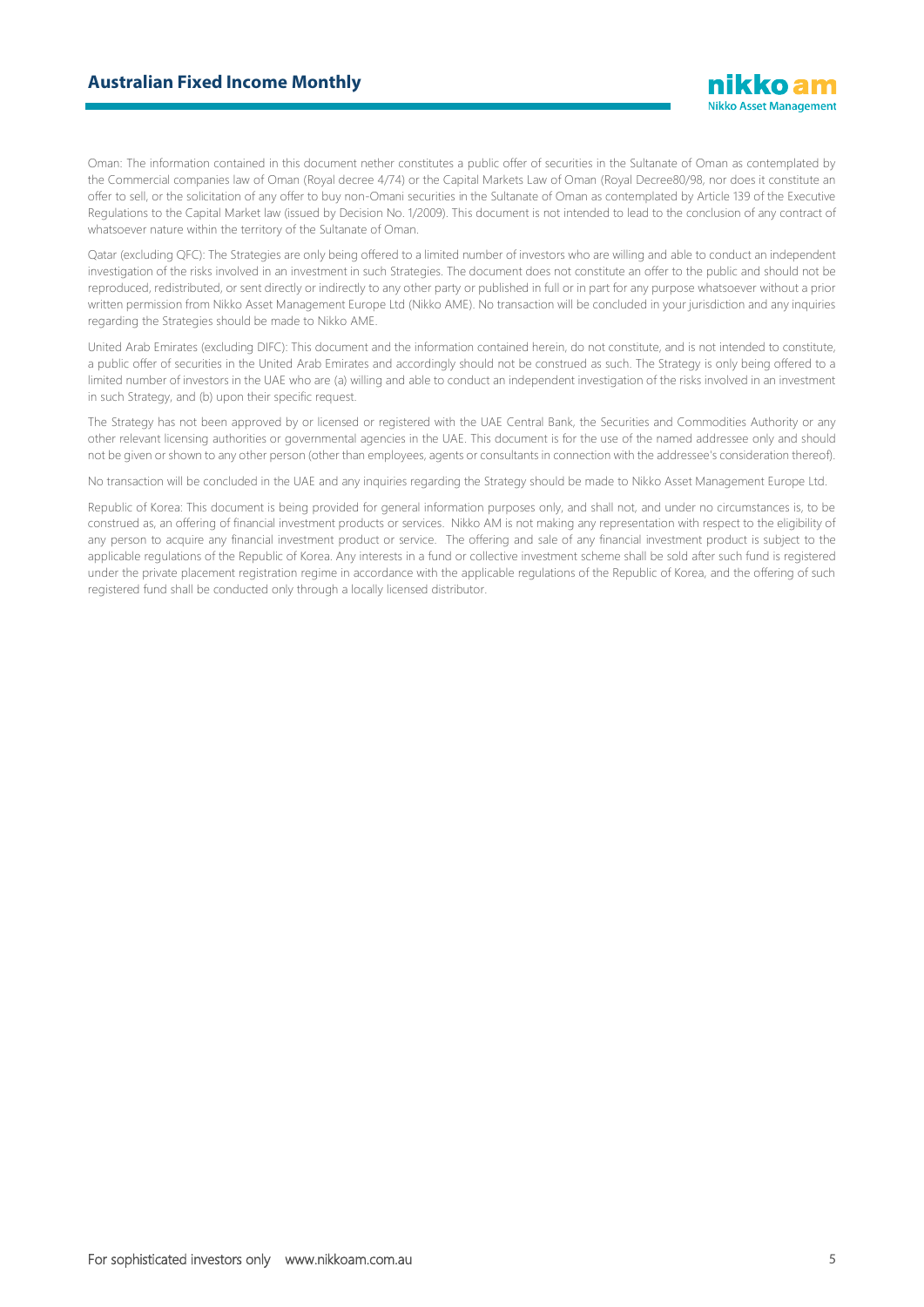Oman: The information contained in this document nether constitutes a public offer of securities in the Sultanate of Oman as contemplated by the Commercial companies law of Oman (Royal decree 4/74) or the Capital Markets Law of Oman (Royal Decree80/98, nor does it constitute an offer to sell, or the solicitation of any offer to buy non-Omani securities in the Sultanate of Oman as contemplated by Article 139 of the Executive Regulations to the Capital Market law (issued by Decision No. 1/2009). This document is not intended to lead to the conclusion of any contract of whatsoever nature within the territory of the Sultanate of Oman.

Qatar (excluding QFC): The Strategies are only being offered to a limited number of investors who are willing and able to conduct an independent investigation of the risks involved in an investment in such Strategies. The document does not constitute an offer to the public and should not be reproduced, redistributed, or sent directly or indirectly to any other party or published in full or in part for any purpose whatsoever without a prior written permission from Nikko Asset Management Europe Ltd (Nikko AME). No transaction will be concluded in your jurisdiction and any inquiries regarding the Strategies should be made to Nikko AME.

United Arab Emirates (excluding DIFC): This document and the information contained herein, do not constitute, and is not intended to constitute, a public offer of securities in the United Arab Emirates and accordingly should not be construed as such. The Strategy is only being offered to a limited number of investors in the UAE who are (a) willing and able to conduct an independent investigation of the risks involved in an investment in such Strategy, and (b) upon their specific request.

The Strategy has not been approved by or licensed or registered with the UAE Central Bank, the Securities and Commodities Authority or any other relevant licensing authorities or governmental agencies in the UAE. This document is for the use of the named addressee only and should not be given or shown to any other person (other than employees, agents or consultants in connection with the addressee's consideration thereof).

No transaction will be concluded in the UAE and any inquiries regarding the Strategy should be made to Nikko Asset Management Europe Ltd.

Republic of Korea: This document is being provided for general information purposes only, and shall not, and under no circumstances is, to be construed as, an offering of financial investment products or services. Nikko AM is not making any representation with respect to the eligibility of any person to acquire any financial investment product or service. The offering and sale of any financial investment product is subject to the applicable regulations of the Republic of Korea. Any interests in a fund or collective investment scheme shall be sold after such fund is registered under the private placement registration regime in accordance with the applicable regulations of the Republic of Korea, and the offering of such registered fund shall be conducted only through a locally licensed distributor.